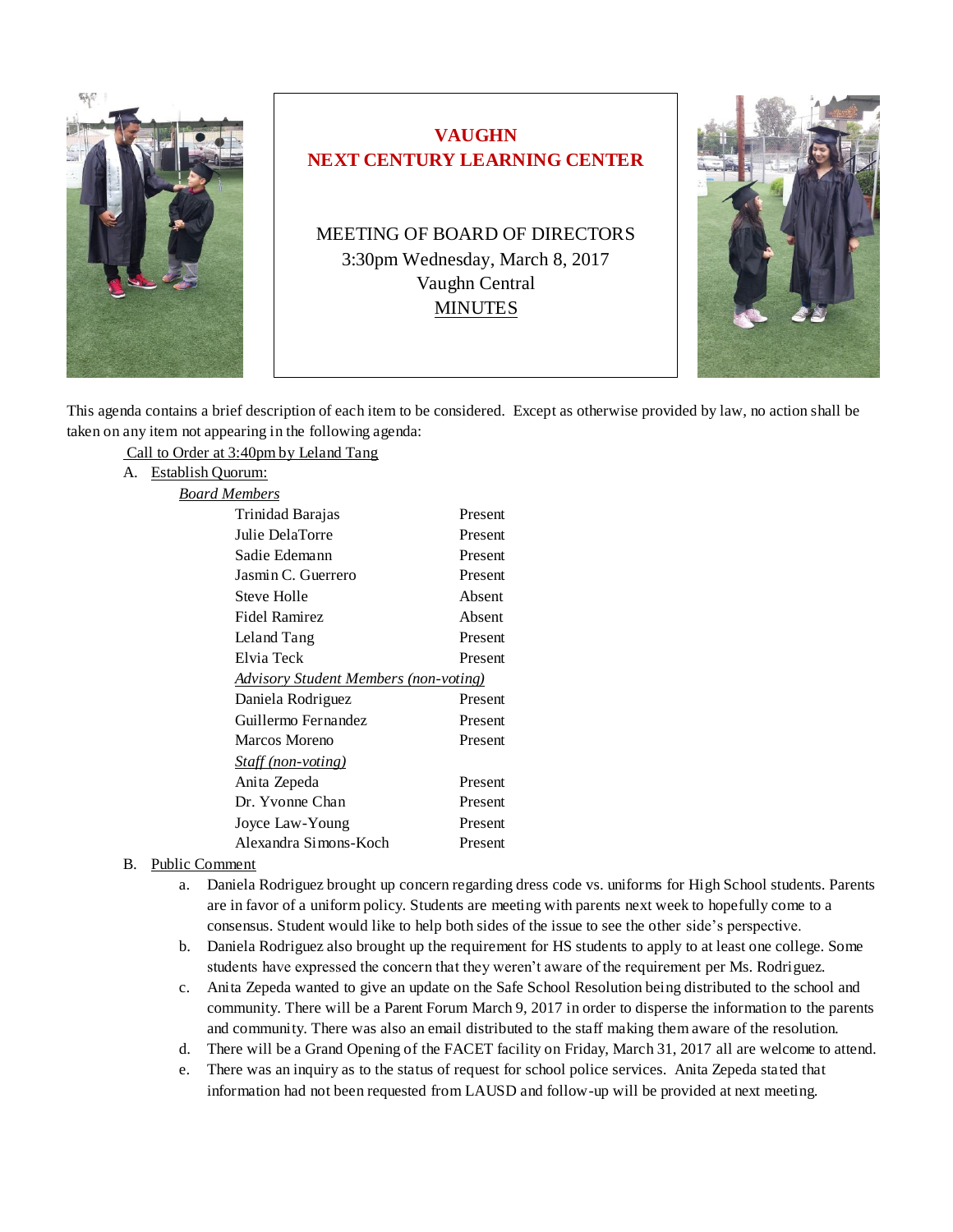# VAUGHN
# NEXT CENTURY LEARNING CENTER

MEETING OF BOARD OF DIRECTORS
3:30pm Wednesday, March 8, 2017
Vaughn Central
MINUTES

This agenda contains a brief description of each item to be considered. Except as otherwise provided by law, no action shall be taken on any item not appearing in the following agenda:

Call to Order at 3:40pm by Leland Tang

A. Establish Quorum:

*Board Members*

| | |
|---|---|
| Trinidad Barajas | Present |
| Julie DelaTorre | Present |
| Sadie Edemann | Present |
| Jasmin C. Guerrero | Present |
| Steve Holle | Absent |
| Fidel Ramirez | Absent |
| Leland Tang | Present |
| Elvia Teck | Present |
| *Advisory Student Members (non-voting)* | |
| Daniela Rodriguez | Present |
| Guillermo Fernandez | Present |
| Marcos Moreno | Present |
| *Staff (non-voting)* | |
| Anita Zepeda | Present |
| Dr. Yvonne Chan | Present |
| Joyce Law-Young | Present |
| Alexandra Simons-Koch | Present |

B. Public Comment

a. Daniela Rodriguez brought up concern regarding dress code vs. uniforms for High School students. Parents are in favor of a uniform policy. Students are meeting with parents next week to hopefully come to a consensus. Student would like to help both sides of the issue to see the other side's perspective.

b. Daniela Rodriguez also brought up the requirement for HS students to apply to at least one college. Some students have expressed the concern that they weren't aware of the requirement per Ms. Rodriguez.

c. Anita Zepeda wanted to give an update on the Safe School Resolution being distributed to the school and community. There will be a Parent Forum March 9, 2017 in order to disperse the information to the parents and community. There was also an email distributed to the staff making them aware of the resolution.

d. There will be a Grand Opening of the FACET facility on Friday, March 31, 2017 all are welcome to attend.

e. There was an inquiry as to the status of request for school police services. Anita Zepeda stated that information had not been requested from LAUSD and follow-up will be provided at next meeting.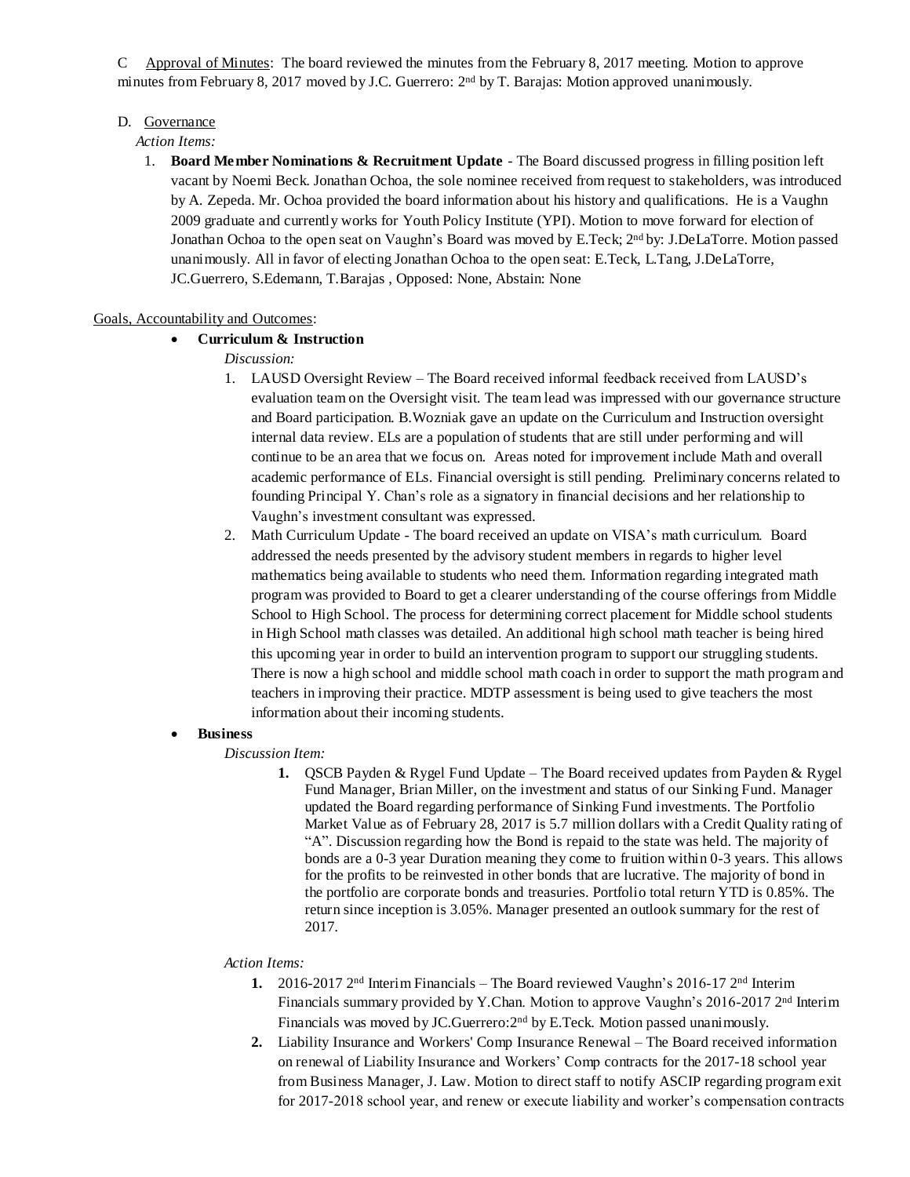C Approval of Minutes: The board reviewed the minutes from the February 8, 2017 meeting. Motion to approve minutes from February 8, 2017 moved by J.C. Guerrero: 2nd by T. Barajas: Motion approved unanimously.

D. Governance

*Action Items:*

1. **Board Member Nominations & Recruitment Update** - The Board discussed progress in filling position left vacant by Noemi Beck. Jonathan Ochoa, the sole nominee received from request to stakeholders, was introduced by A. Zepeda. Mr. Ochoa provided the board information about his history and qualifications. He is a Vaughn 2009 graduate and currently works for Youth Policy Institute (YPI). Motion to move forward for election of Jonathan Ochoa to the open seat on Vaughn's Board was moved by E.Teck; 2nd by: J.DeLaTorre. Motion passed unanimously. All in favor of electing Jonathan Ochoa to the open seat: E.Teck, L.Tang, J.DeLaTorre, JC.Guerrero, S.Edemann, T.Barajas , Opposed: None, Abstain: None

Goals, Accountability and Outcomes:

- **Curriculum & Instruction**

  *Discussion:*

  1. LAUSD Oversight Review – The Board received informal feedback received from LAUSD's evaluation team on the Oversight visit. The team lead was impressed with our governance structure and Board participation. B.Wozniak gave an update on the Curriculum and Instruction oversight internal data review. ELs are a population of students that are still under performing and will continue to be an area that we focus on. Areas noted for improvement include Math and overall academic performance of ELs. Financial oversight is still pending. Preliminary concerns related to founding Principal Y. Chan's role as a signatory in financial decisions and her relationship to Vaughn's investment consultant was expressed.
  2. Math Curriculum Update - The board received an update on VISA's math curriculum. Board addressed the needs presented by the advisory student members in regards to higher level mathematics being available to students who need them. Information regarding integrated math program was provided to Board to get a clearer understanding of the course offerings from Middle School to High School. The process for determining correct placement for Middle school students in High School math classes was detailed. An additional high school math teacher is being hired this upcoming year in order to build an intervention program to support our struggling students. There is now a high school and middle school math coach in order to support the math program and teachers in improving their practice. MDTP assessment is being used to give teachers the most information about their incoming students.

- **Business**

  *Discussion Item:*

  1. QSCB Payden & Rygel Fund Update – The Board received updates from Payden & Rygel Fund Manager, Brian Miller, on the investment and status of our Sinking Fund. Manager updated the Board regarding performance of Sinking Fund investments. The Portfolio Market Value as of February 28, 2017 is 5.7 million dollars with a Credit Quality rating of "A". Discussion regarding how the Bond is repaid to the state was held. The majority of bonds are a 0-3 year Duration meaning they come to fruition within 0-3 years. This allows for the profits to be reinvested in other bonds that are lucrative. The majority of bond in the portfolio are corporate bonds and treasuries. Portfolio total return YTD is 0.85%. The return since inception is 3.05%. Manager presented an outlook summary for the rest of 2017.

  *Action Items:*

  1. 2016-2017 2nd Interim Financials – The Board reviewed Vaughn's 2016-17 2nd Interim Financials summary provided by Y.Chan. Motion to approve Vaughn's 2016-2017 2nd Interim Financials was moved by JC.Guerrero:2nd by E.Teck. Motion passed unanimously.
  2. Liability Insurance and Workers' Comp Insurance Renewal – The Board received information on renewal of Liability Insurance and Workers' Comp contracts for the 2017-18 school year from Business Manager, J. Law. Motion to direct staff to notify ASCIP regarding program exit for 2017-2018 school year, and renew or execute liability and worker's compensation contracts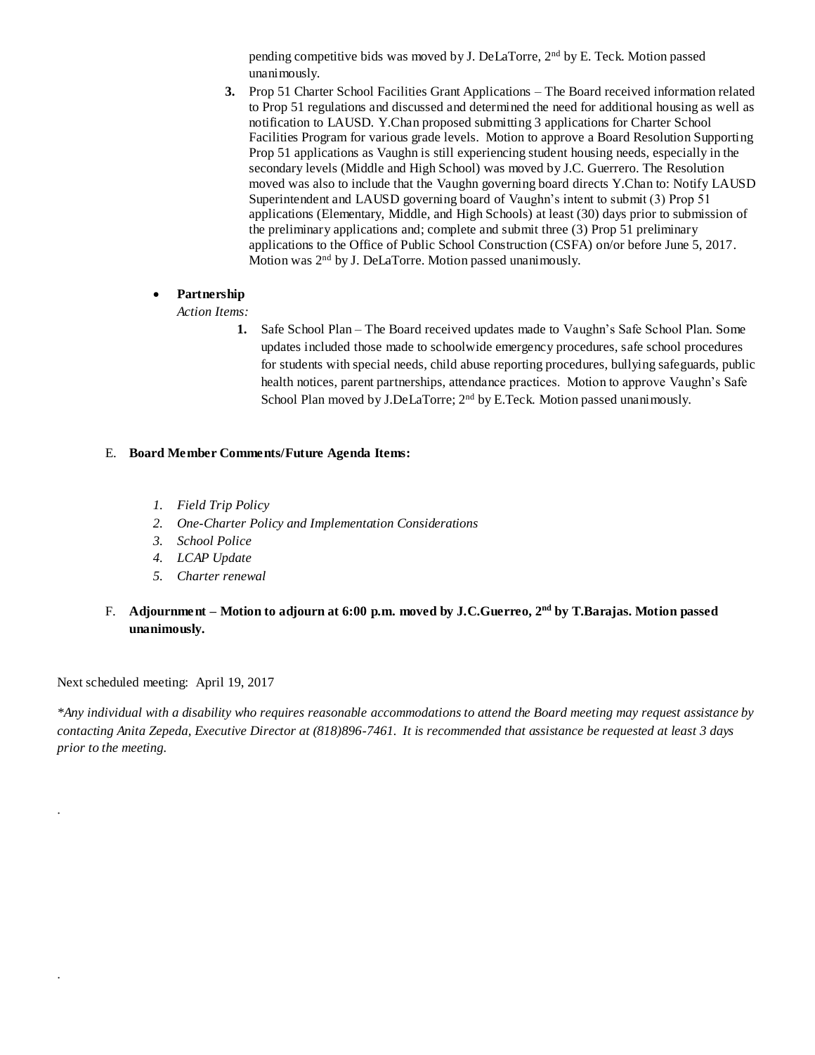pending competitive bids was moved by J. DeLaTorre, 2nd by E. Teck. Motion passed unanimously.

3. **3.** Prop 51 Charter School Facilities Grant Applications – The Board received information related to Prop 51 regulations and discussed and determined the need for additional housing as well as notification to LAUSD. Y.Chan proposed submitting 3 applications for Charter School Facilities Program for various grade levels. Motion to approve a Board Resolution Supporting Prop 51 applications as Vaughn is still experiencing student housing needs, especially in the secondary levels (Middle and High School) was moved by J.C. Guerrero. The Resolution moved was also to include that the Vaughn governing board directs Y.Chan to: Notify LAUSD Superintendent and LAUSD governing board of Vaughn's intent to submit (3) Prop 51 applications (Elementary, Middle, and High Schools) at least (30) days prior to submission of the preliminary applications and; complete and submit three (3) Prop 51 preliminary applications to the Office of Public School Construction (CSFA) on/or before June 5, 2017. Motion was 2nd by J. DeLaTorre. Motion passed unanimously.

- **Partnership**

  *Action Items:*

  1. **1.** Safe School Plan – The Board received updates made to Vaughn's Safe School Plan. Some updates included those made to schoolwide emergency procedures, safe school procedures for students with special needs, child abuse reporting procedures, bullying safeguards, public health notices, parent partnerships, attendance practices. Motion to approve Vaughn's Safe School Plan moved by J.DeLaTorre; 2nd by E.Teck. Motion passed unanimously.

E. **Board Member Comments/Future Agenda Items:**

1. *Field Trip Policy*
2. *One-Charter Policy and Implementation Considerations*
3. *School Police*
4. *LCAP Update*
5. *Charter renewal*

F. **Adjournment – Motion to adjourn at 6:00 p.m. moved by J.C.Guerreo, 2nd by T.Barajas. Motion passed unanimously.**

Next scheduled meeting: April 19, 2017

*\*Any individual with a disability who requires reasonable accommodations to attend the Board meeting may request assistance by contacting Anita Zepeda, Executive Director at (818)896-7461. It is recommended that assistance be requested at least 3 days prior to the meeting.*

.

.